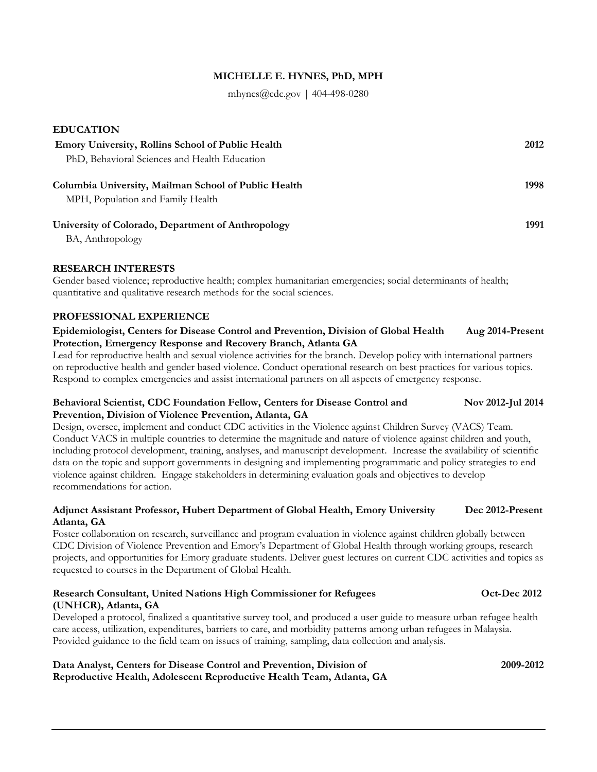# MICHELLE E. HYNES, PhD, MPH

mhynes@cdc.gov | 404-498-0280

## EDUCATION

**Emory University, Rollins School of Public Health** **2012**
PhD, Behavioral Sciences and Health Education

**Columbia University, Mailman School of Public Health** **1998**
MPH, Population and Family Health

**University of Colorado, Department of Anthropology** **1991**
BA, Anthropology

## RESEARCH INTERESTS

Gender based violence; reproductive health; complex humanitarian emergencies; social determinants of health; quantitative and qualitative research methods for the social sciences.

## PROFESSIONAL EXPERIENCE

**Epidemiologist, Centers for Disease Control and Prevention, Division of Global Health Protection, Emergency Response and Recovery Branch, Atlanta GA** **Aug 2014-Present**
Lead for reproductive health and sexual violence activities for the branch. Develop policy with international partners on reproductive health and gender based violence. Conduct operational research on best practices for various topics. Respond to complex emergencies and assist international partners on all aspects of emergency response.

**Behavioral Scientist, CDC Foundation Fellow, Centers for Disease Control and Prevention, Division of Violence Prevention, Atlanta, GA** **Nov 2012-Jul 2014**
Design, oversee, implement and conduct CDC activities in the Violence against Children Survey (VACS) Team. Conduct VACS in multiple countries to determine the magnitude and nature of violence against children and youth, including protocol development, training, analyses, and manuscript development. Increase the availability of scientific data on the topic and support governments in designing and implementing programmatic and policy strategies to end violence against children. Engage stakeholders in determining evaluation goals and objectives to develop recommendations for action.

**Adjunct Assistant Professor, Hubert Department of Global Health, Emory University Atlanta, GA** **Dec 2012-Present**
Foster collaboration on research, surveillance and program evaluation in violence against children globally between CDC Division of Violence Prevention and Emory's Department of Global Health through working groups, research projects, and opportunities for Emory graduate students. Deliver guest lectures on current CDC activities and topics as requested to courses in the Department of Global Health.

**Research Consultant, United Nations High Commissioner for Refugees (UNHCR), Atlanta, GA** **Oct-Dec 2012**
Developed a protocol, finalized a quantitative survey tool, and produced a user guide to measure urban refugee health care access, utilization, expenditures, barriers to care, and morbidity patterns among urban refugees in Malaysia. Provided guidance to the field team on issues of training, sampling, data collection and analysis.

**Data Analyst, Centers for Disease Control and Prevention, Division of Reproductive Health, Adolescent Reproductive Health Team, Atlanta, GA** **2009-2012**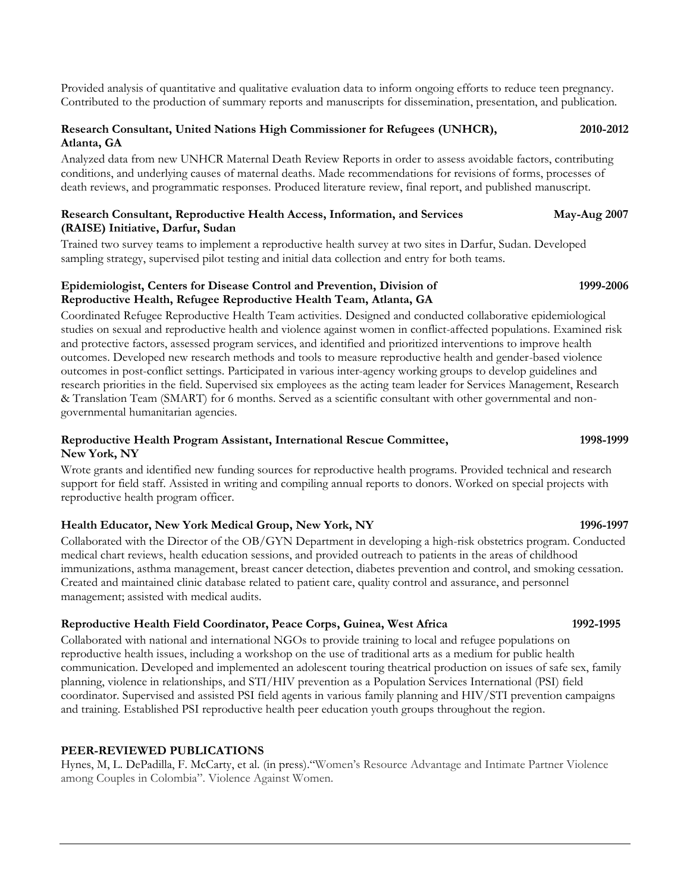Provided analysis of quantitative and qualitative evaluation data to inform ongoing efforts to reduce teen pregnancy. Contributed to the production of summary reports and manuscripts for dissemination, presentation, and publication.

**Research Consultant, United Nations High Commissioner for Refugees (UNHCR), Atlanta, GA** **2010-2012**

Analyzed data from new UNHCR Maternal Death Review Reports in order to assess avoidable factors, contributing conditions, and underlying causes of maternal deaths. Made recommendations for revisions of forms, processes of death reviews, and programmatic responses. Produced literature review, final report, and published manuscript.

**Research Consultant, Reproductive Health Access, Information, and Services (RAISE) Initiative, Darfur, Sudan** **May-Aug 2007**

Trained two survey teams to implement a reproductive health survey at two sites in Darfur, Sudan. Developed sampling strategy, supervised pilot testing and initial data collection and entry for both teams.

**Epidemiologist, Centers for Disease Control and Prevention, Division of Reproductive Health, Refugee Reproductive Health Team, Atlanta, GA** **1999-2006**

Coordinated Refugee Reproductive Health Team activities. Designed and conducted collaborative epidemiological studies on sexual and reproductive health and violence against women in conflict-affected populations. Examined risk and protective factors, assessed program services, and identified and prioritized interventions to improve health outcomes. Developed new research methods and tools to measure reproductive health and gender-based violence outcomes in post-conflict settings. Participated in various inter-agency working groups to develop guidelines and research priorities in the field. Supervised six employees as the acting team leader for Services Management, Research & Translation Team (SMART) for 6 months. Served as a scientific consultant with other governmental and non-governmental humanitarian agencies.

**Reproductive Health Program Assistant, International Rescue Committee, New York, NY** **1998-1999**

Wrote grants and identified new funding sources for reproductive health programs. Provided technical and research support for field staff. Assisted in writing and compiling annual reports to donors. Worked on special projects with reproductive health program officer.

**Health Educator, New York Medical Group, New York, NY** **1996-1997**

Collaborated with the Director of the OB/GYN Department in developing a high-risk obstetrics program. Conducted medical chart reviews, health education sessions, and provided outreach to patients in the areas of childhood immunizations, asthma management, breast cancer detection, diabetes prevention and control, and smoking cessation. Created and maintained clinic database related to patient care, quality control and assurance, and personnel management; assisted with medical audits.

**Reproductive Health Field Coordinator, Peace Corps, Guinea, West Africa** **1992-1995**

Collaborated with national and international NGOs to provide training to local and refugee populations on reproductive health issues, including a workshop on the use of traditional arts as a medium for public health communication. Developed and implemented an adolescent touring theatrical production on issues of safe sex, family planning, violence in relationships, and STI/HIV prevention as a Population Services International (PSI) field coordinator. Supervised and assisted PSI field agents in various family planning and HIV/STI prevention campaigns and training. Established PSI reproductive health peer education youth groups throughout the region.

## PEER-REVIEWED PUBLICATIONS

Hynes, M, L. DePadilla, F. McCarty, et al. (in press)."Women's Resource Advantage and Intimate Partner Violence among Couples in Colombia". Violence Against Women.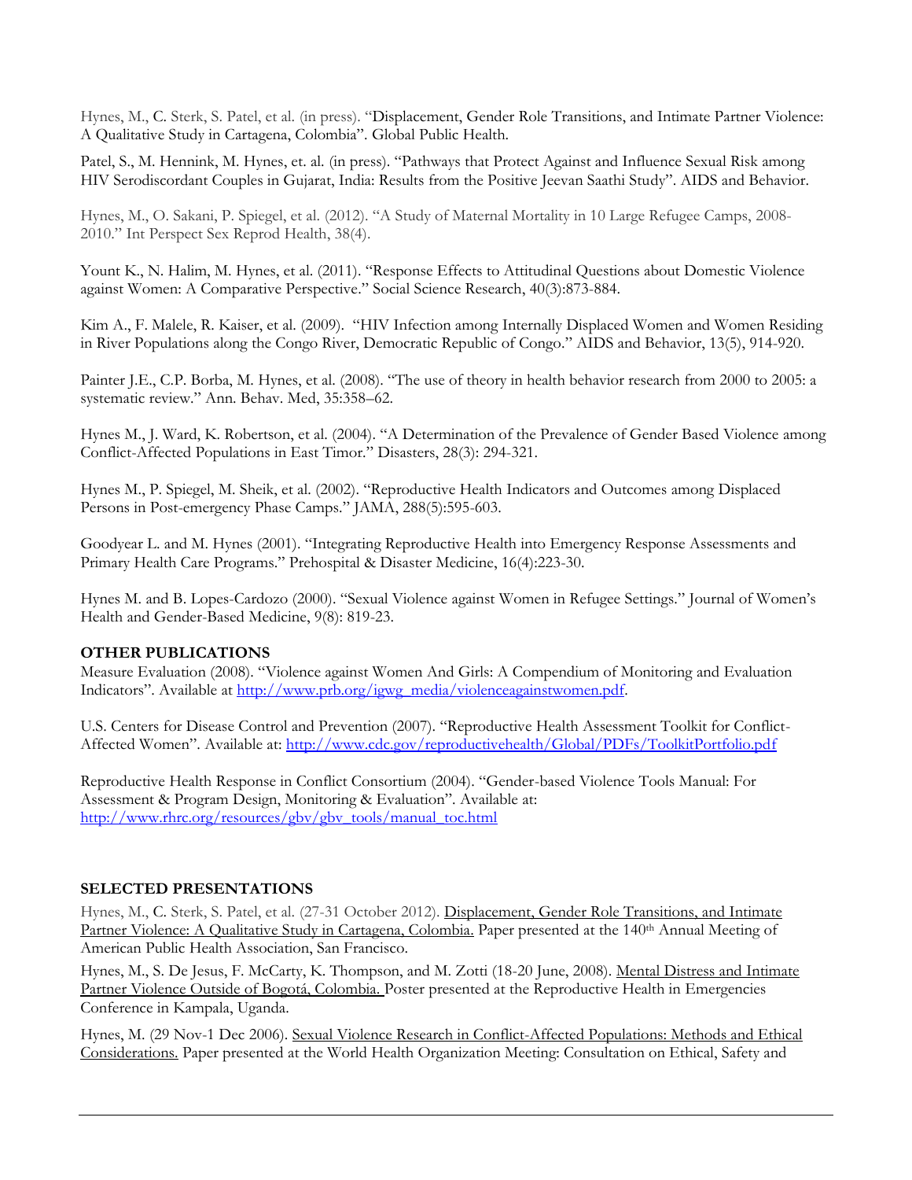Hynes, M., C. Sterk, S. Patel, et al. (in press). "Displacement, Gender Role Transitions, and Intimate Partner Violence: A Qualitative Study in Cartagena, Colombia". Global Public Health.

Patel, S., M. Hennink, M. Hynes, et. al. (in press). "Pathways that Protect Against and Influence Sexual Risk among HIV Serodiscordant Couples in Gujarat, India: Results from the Positive Jeevan Saathi Study". AIDS and Behavior.

Hynes, M., O. Sakani, P. Spiegel, et al. (2012). "A Study of Maternal Mortality in 10 Large Refugee Camps, 2008-2010." Int Perspect Sex Reprod Health, 38(4).

Yount K., N. Halim, M. Hynes, et al. (2011). "Response Effects to Attitudinal Questions about Domestic Violence against Women: A Comparative Perspective." Social Science Research, 40(3):873-884.

Kim A., F. Malele, R. Kaiser, et al. (2009). "HIV Infection among Internally Displaced Women and Women Residing in River Populations along the Congo River, Democratic Republic of Congo." AIDS and Behavior, 13(5), 914-920.

Painter J.E., C.P. Borba, M. Hynes, et al. (2008). "The use of theory in health behavior research from 2000 to 2005: a systematic review." Ann. Behav. Med, 35:358–62.

Hynes M., J. Ward, K. Robertson, et al. (2004). "A Determination of the Prevalence of Gender Based Violence among Conflict-Affected Populations in East Timor." Disasters, 28(3): 294-321.

Hynes M., P. Spiegel, M. Sheik, et al. (2002). "Reproductive Health Indicators and Outcomes among Displaced Persons in Post-emergency Phase Camps." JAMA, 288(5):595-603.

Goodyear L. and M. Hynes (2001). "Integrating Reproductive Health into Emergency Response Assessments and Primary Health Care Programs." Prehospital & Disaster Medicine, 16(4):223-30.

Hynes M. and B. Lopes-Cardozo (2000). "Sexual Violence against Women in Refugee Settings." Journal of Women's Health and Gender-Based Medicine, 9(8): 819-23.

**OTHER PUBLICATIONS**

Measure Evaluation (2008). "Violence against Women And Girls: A Compendium of Monitoring and Evaluation Indicators". Available at http://www.prb.org/igwg_media/violenceagainstwomen.pdf.

U.S. Centers for Disease Control and Prevention (2007). "Reproductive Health Assessment Toolkit for Conflict-Affected Women". Available at: http://www.cdc.gov/reproductivehealth/Global/PDFs/ToolkitPortfolio.pdf

Reproductive Health Response in Conflict Consortium (2004). "Gender-based Violence Tools Manual: For Assessment & Program Design, Monitoring & Evaluation". Available at: http://www.rhrc.org/resources/gbv/gbv_tools/manual_toc.html

**SELECTED PRESENTATIONS**

Hynes, M., C. Sterk, S. Patel, et al. (27-31 October 2012). Displacement, Gender Role Transitions, and Intimate Partner Violence: A Qualitative Study in Cartagena, Colombia. Paper presented at the 140th Annual Meeting of American Public Health Association, San Francisco.

Hynes, M., S. De Jesus, F. McCarty, K. Thompson, and M. Zotti (18-20 June, 2008). Mental Distress and Intimate Partner Violence Outside of Bogotá, Colombia. Poster presented at the Reproductive Health in Emergencies Conference in Kampala, Uganda.

Hynes, M. (29 Nov-1 Dec 2006). Sexual Violence Research in Conflict-Affected Populations: Methods and Ethical Considerations. Paper presented at the World Health Organization Meeting: Consultation on Ethical, Safety and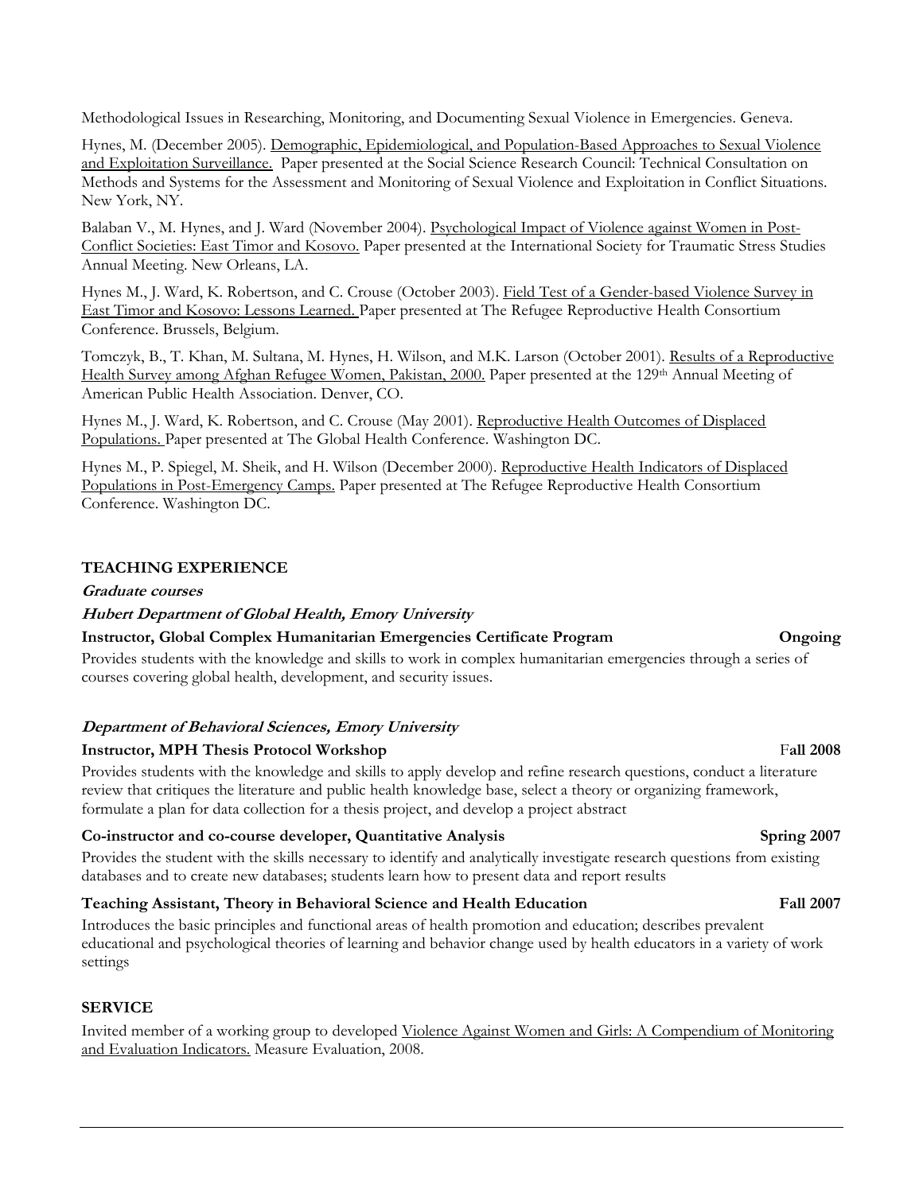Methodological Issues in Researching, Monitoring, and Documenting Sexual Violence in Emergencies. Geneva.

Hynes, M. (December 2005). <u>Demographic, Epidemiological, and Population-Based Approaches to Sexual Violence and Exploitation Surveillance.</u> Paper presented at the Social Science Research Council: Technical Consultation on Methods and Systems for the Assessment and Monitoring of Sexual Violence and Exploitation in Conflict Situations. New York, NY.

Balaban V., M. Hynes, and J. Ward (November 2004). <u>Psychological Impact of Violence against Women in Post-Conflict Societies: East Timor and Kosovo.</u> Paper presented at the International Society for Traumatic Stress Studies Annual Meeting. New Orleans, LA.

Hynes M., J. Ward, K. Robertson, and C. Crouse (October 2003). <u>Field Test of a Gender-based Violence Survey in East Timor and Kosovo: Lessons Learned.</u> Paper presented at The Refugee Reproductive Health Consortium Conference. Brussels, Belgium.

Tomczyk, B., T. Khan, M. Sultana, M. Hynes, H. Wilson, and M.K. Larson (October 2001). <u>Results of a Reproductive Health Survey among Afghan Refugee Women, Pakistan, 2000.</u> Paper presented at the 129th Annual Meeting of American Public Health Association. Denver, CO.

Hynes M., J. Ward, K. Robertson, and C. Crouse (May 2001). <u>Reproductive Health Outcomes of Displaced Populations.</u> Paper presented at The Global Health Conference. Washington DC.

Hynes M., P. Spiegel, M. Sheik, and H. Wilson (December 2000). <u>Reproductive Health Indicators of Displaced Populations in Post-Emergency Camps.</u> Paper presented at The Refugee Reproductive Health Consortium Conference. Washington DC.

## TEACHING EXPERIENCE

***Graduate courses***

***Hubert Department of Global Health, Emory University***

**Instructor, Global Complex Humanitarian Emergencies Certificate Program** — **Ongoing**

Provides students with the knowledge and skills to work in complex humanitarian emergencies through a series of courses covering global health, development, and security issues.

***Department of Behavioral Sciences, Emory University***

**Instructor, MPH Thesis Protocol Workshop** — **Fall 2008**

Provides students with the knowledge and skills to apply develop and refine research questions, conduct a literature review that critiques the literature and public health knowledge base, select a theory or organizing framework, formulate a plan for data collection for a thesis project, and develop a project abstract

**Co-instructor and co-course developer, Quantitative Analysis** — **Spring 2007**

Provides the student with the skills necessary to identify and analytically investigate research questions from existing databases and to create new databases; students learn how to present data and report results

**Teaching Assistant, Theory in Behavioral Science and Health Education** — **Fall 2007**

Introduces the basic principles and functional areas of health promotion and education; describes prevalent educational and psychological theories of learning and behavior change used by health educators in a variety of work settings

## SERVICE

Invited member of a working group to developed <u>Violence Against Women and Girls: A Compendium of Monitoring and Evaluation Indicators.</u> Measure Evaluation, 2008.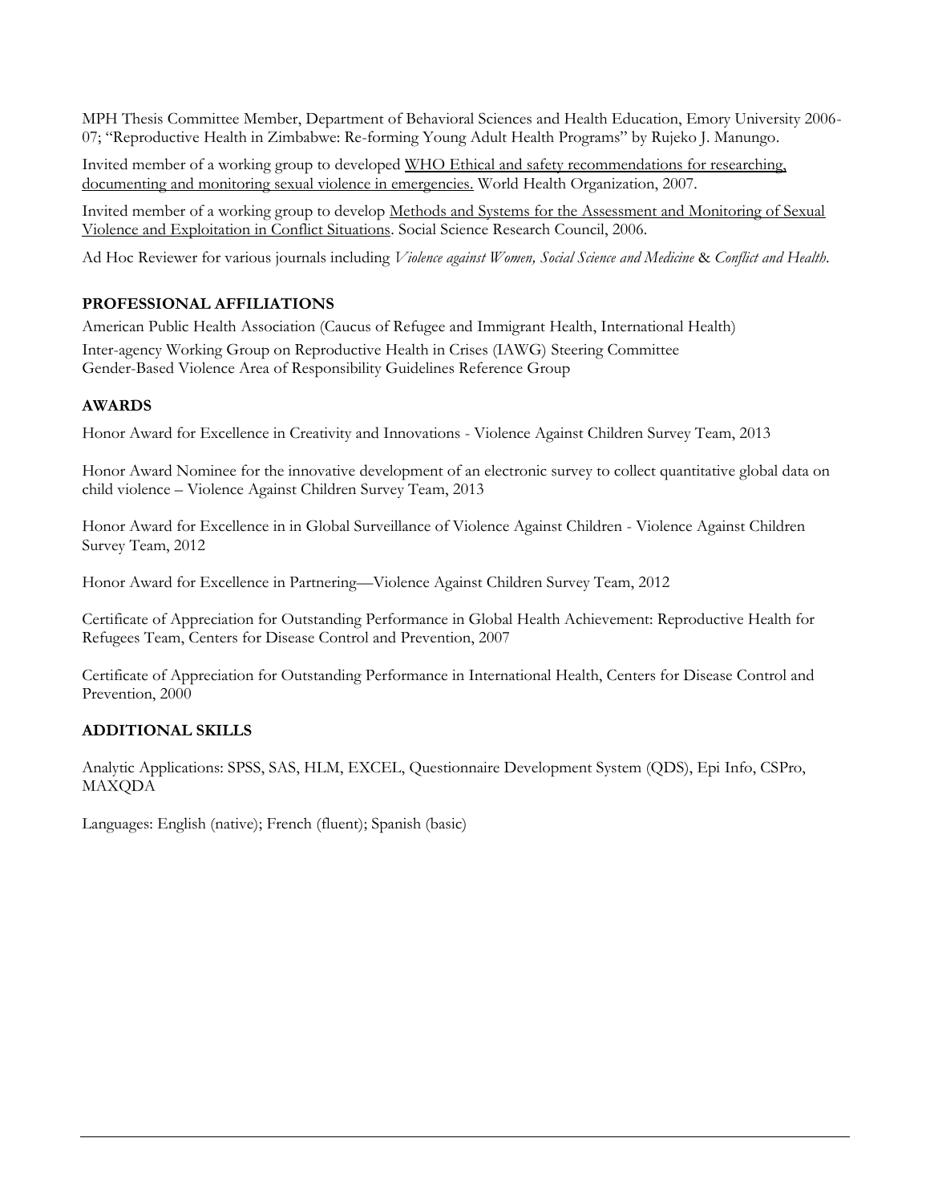MPH Thesis Committee Member, Department of Behavioral Sciences and Health Education, Emory University 2006-07; "Reproductive Health in Zimbabwe: Re-forming Young Adult Health Programs" by Rujeko J. Manungo.

Invited member of a working group to developed WHO Ethical and safety recommendations for researching, documenting and monitoring sexual violence in emergencies. World Health Organization, 2007.

Invited member of a working group to develop Methods and Systems for the Assessment and Monitoring of Sexual Violence and Exploitation in Conflict Situations. Social Science Research Council, 2006.

Ad Hoc Reviewer for various journals including *Violence against Women, Social Science and Medicine* & *Conflict and Health*.

**PROFESSIONAL AFFILIATIONS**

American Public Health Association (Caucus of Refugee and Immigrant Health, International Health)
Inter-agency Working Group on Reproductive Health in Crises (IAWG) Steering Committee
Gender-Based Violence Area of Responsibility Guidelines Reference Group

**AWARDS**

Honor Award for Excellence in Creativity and Innovations - Violence Against Children Survey Team, 2013

Honor Award Nominee for the innovative development of an electronic survey to collect quantitative global data on child violence – Violence Against Children Survey Team, 2013

Honor Award for Excellence in in Global Surveillance of Violence Against Children - Violence Against Children Survey Team, 2012

Honor Award for Excellence in Partnering—Violence Against Children Survey Team, 2012

Certificate of Appreciation for Outstanding Performance in Global Health Achievement: Reproductive Health for Refugees Team, Centers for Disease Control and Prevention, 2007

Certificate of Appreciation for Outstanding Performance in International Health, Centers for Disease Control and Prevention, 2000

**ADDITIONAL SKILLS**

Analytic Applications: SPSS, SAS, HLM, EXCEL, Questionnaire Development System (QDS), Epi Info, CSPro, MAXQDA

Languages: English (native); French (fluent); Spanish (basic)